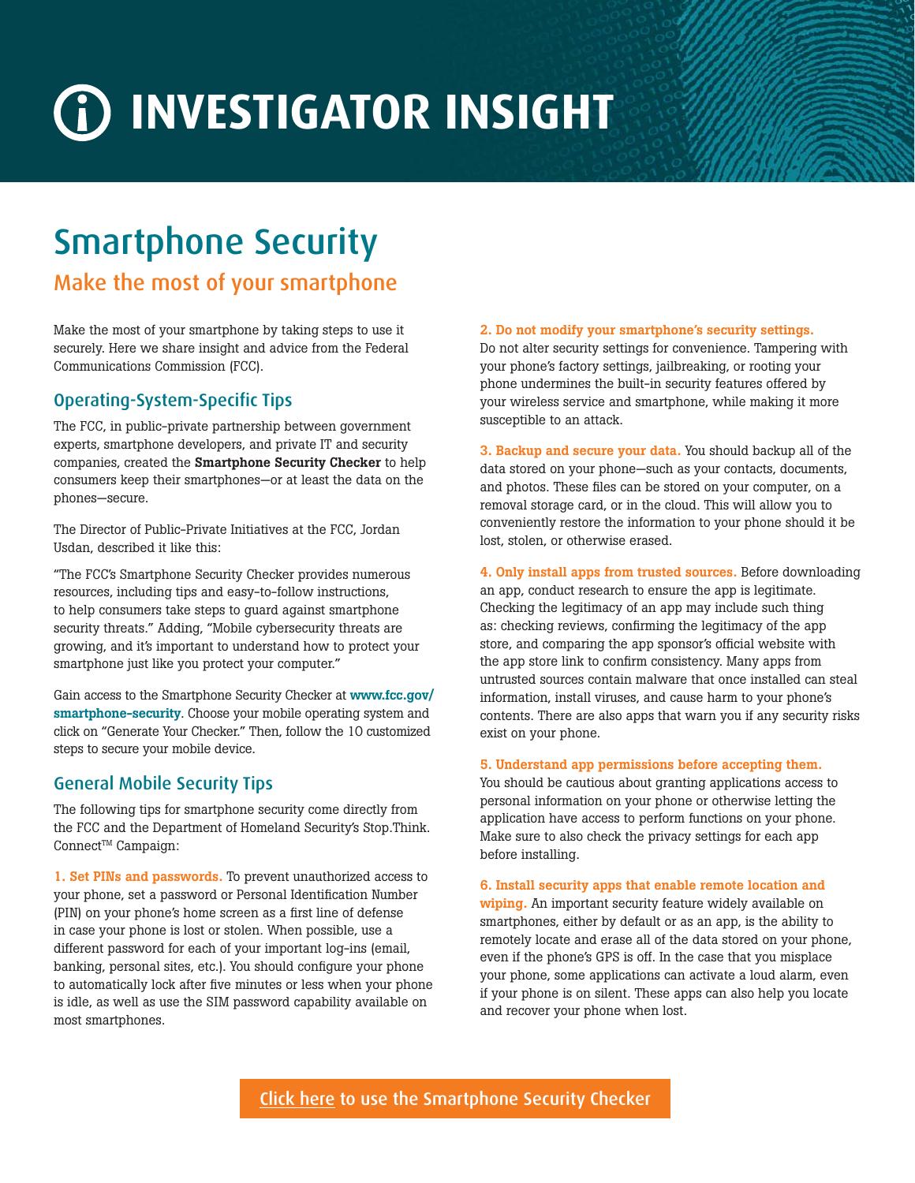# INVESTIGATOR INSIGHT

## Smartphone Security

### Make the most of your smartphone

Make the most of your smartphone by taking steps to use it securely. Here we share insight and advice from the Federal Communications Commission (FCC).

### Operating-System-Specific Tips

The FCC, in public-private partnership between government experts, smartphone developers, and private IT and security companies, created the **Smartphone Security Checker** to help consumers keep their smartphones—or at least the data on the phones—secure.

The Director of Public-Private Initiatives at the FCC, Jordan Usdan, described it like this:

"The FCC's Smartphone Security Checker provides numerous resources, including tips and easy-to-follow instructions, to help consumers take steps to guard against smartphone security threats." Adding, "Mobile cybersecurity threats are growing, and it's important to understand how to protect your smartphone just like you protect your computer."

Gain access to the Smartphone Security Checker at **www.fcc.gov/smartphone-security**. Choose your mobile operating system and click on "Generate Your Checker." Then, follow the 10 customized steps to secure your mobile device.

### General Mobile Security Tips

The following tips for smartphone security come directly from the FCC and the Department of Homeland Security's Stop.Think.Connect™ Campaign:

**1. Set PINs and passwords.** To prevent unauthorized access to your phone, set a password or Personal Identification Number (PIN) on your phone's home screen as a first line of defense in case your phone is lost or stolen. When possible, use a different password for each of your important log-ins (email, banking, personal sites, etc.). You should configure your phone to automatically lock after five minutes or less when your phone is idle, as well as use the SIM password capability available on most smartphones.

**2. Do not modify your smartphone's security settings.** Do not alter security settings for convenience. Tampering with your phone's factory settings, jailbreaking, or rooting your phone undermines the built-in security features offered by your wireless service and smartphone, while making it more susceptible to an attack.

**3. Backup and secure your data.** You should backup all of the data stored on your phone—such as your contacts, documents, and photos. These files can be stored on your computer, on a removal storage card, or in the cloud. This will allow you to conveniently restore the information to your phone should it be lost, stolen, or otherwise erased.

**4. Only install apps from trusted sources.** Before downloading an app, conduct research to ensure the app is legitimate. Checking the legitimacy of an app may include such thing as: checking reviews, confirming the legitimacy of the app store, and comparing the app sponsor's official website with the app store link to confirm consistency. Many apps from untrusted sources contain malware that once installed can steal information, install viruses, and cause harm to your phone's contents. There are also apps that warn you if any security risks exist on your phone.

**5. Understand app permissions before accepting them.** You should be cautious about granting applications access to personal information on your phone or otherwise letting the application have access to perform functions on your phone. Make sure to also check the privacy settings for each app before installing.

**6. Install security apps that enable remote location and wiping.** An important security feature widely available on smartphones, either by default or as an app, is the ability to remotely locate and erase all of the data stored on your phone, even if the phone's GPS is off. In the case that you misplace your phone, some applications can activate a loud alarm, even if your phone is on silent. These apps can also help you locate and recover your phone when lost.

Click here to use the Smartphone Security Checker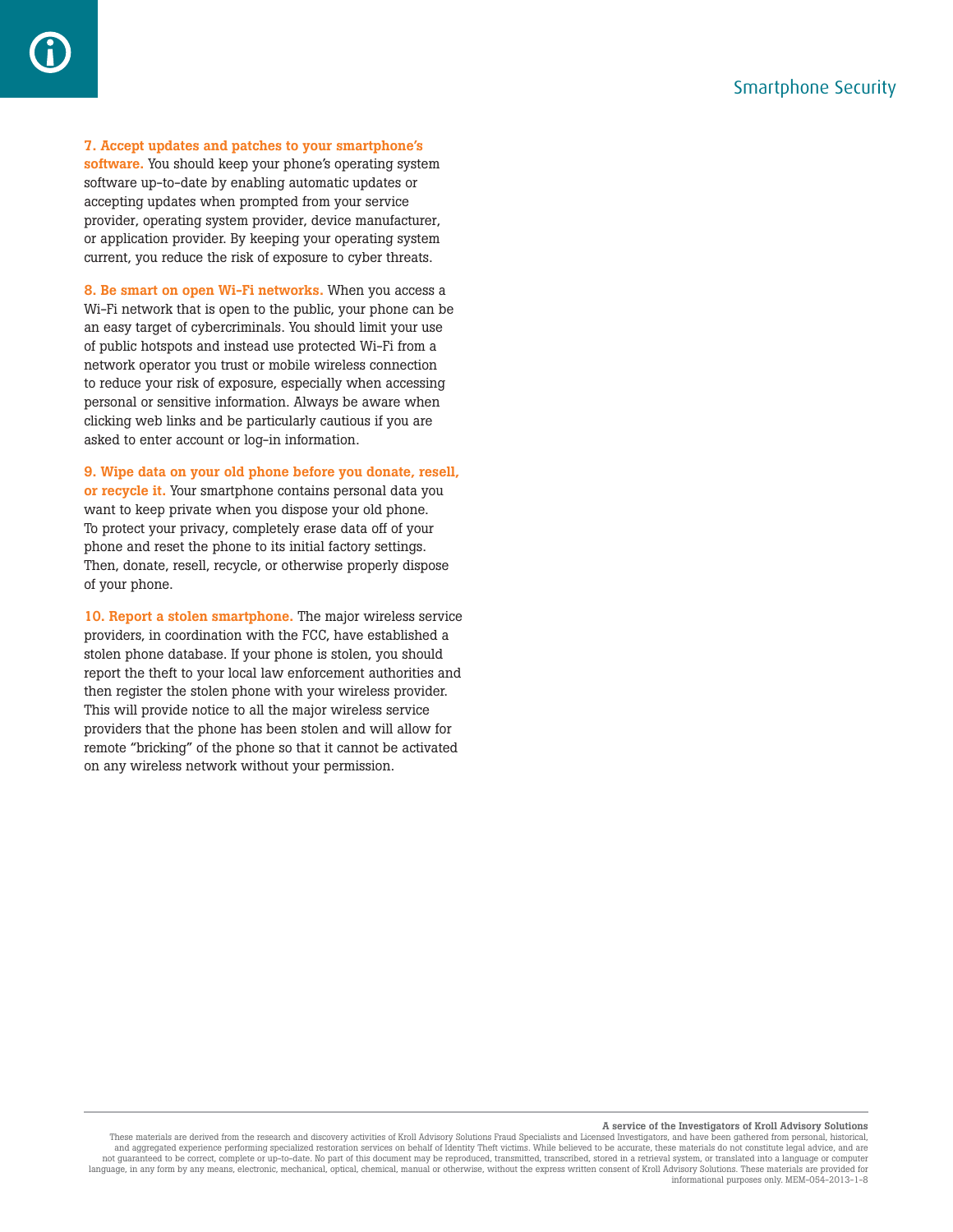**7. Accept updates and patches to your smartphone's software.** You should keep your phone's operating system software up-to-date by enabling automatic updates or accepting updates when prompted from your service provider, operating system provider, device manufacturer, or application provider. By keeping your operating system current, you reduce the risk of exposure to cyber threats.

**8. Be smart on open Wi-Fi networks.** When you access a Wi-Fi network that is open to the public, your phone can be an easy target of cybercriminals. You should limit your use of public hotspots and instead use protected Wi-Fi from a network operator you trust or mobile wireless connection to reduce your risk of exposure, especially when accessing personal or sensitive information. Always be aware when clicking web links and be particularly cautious if you are asked to enter account or log-in information.

**9. Wipe data on your old phone before you donate, resell, or recycle it.** Your smartphone contains personal data you want to keep private when you dispose your old phone. To protect your privacy, completely erase data off of your phone and reset the phone to its initial factory settings. Then, donate, resell, recycle, or otherwise properly dispose of your phone.

**10. Report a stolen smartphone.** The major wireless service providers, in coordination with the FCC, have established a stolen phone database. If your phone is stolen, you should report the theft to your local law enforcement authorities and then register the stolen phone with your wireless provider. This will provide notice to all the major wireless service providers that the phone has been stolen and will allow for remote "bricking" of the phone so that it cannot be activated on any wireless network without your permission.

**A service of the Investigators of Kroll Advisory Solutions**

These materials are derived from the research and discovery activities of Kroll Advisory Solutions Fraud Specialists and Licensed Investigators, and have been gathered from personal, historical, and aggregated experience performing specialized restoration services on behalf of Identity Theft victims. While believed to be accurate, these materials do not constitute legal advice, and are not guaranteed to be correct, complete or up-to-date. No part of this document may be reproduced, transmitted, transcribed, stored in a retrieval system, or translated into a language or computer language, in any form by any means, electronic, mechanical, optical, chemical, manual or otherwise, without the express written consent of Kroll Advisory Solutions. These materials are provided for informational purposes only. MEM-054-2013-1-8